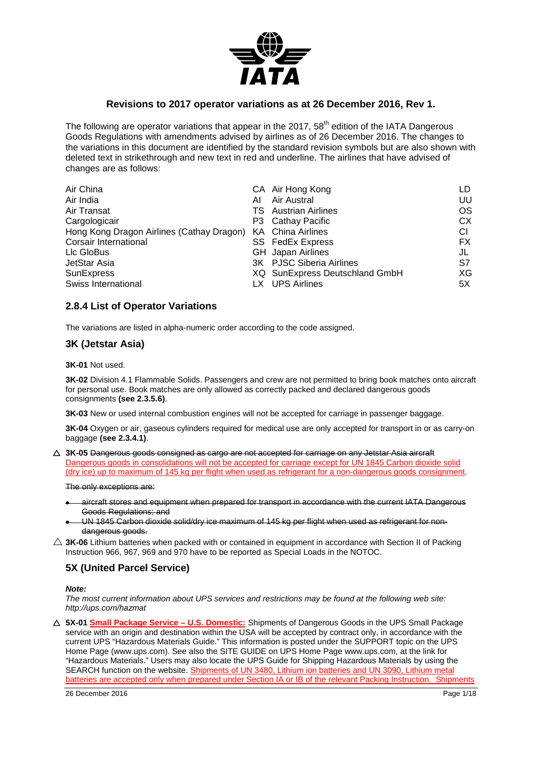## Revisions to 2017 operator variations as at 26 December 2016, Rev 1.

The following are operator variations that appear in the 2017, 58th edition of the IATA Dangerous Goods Regulations with amendments advised by airlines as of 26 December 2016. The changes to the variations in this document are identified by the standard revision symbols but are also shown with deleted text in strikethrough and new text in red and underline. The airlines that have advised of changes are as follows:

| | | | |
|---|---|---|---|
| Air China | CA | Air Hong Kong | LD |
| Air India | AI | Air Austral | UU |
| Air Transat | TS | Austrian Airlines | OS |
| Cargologicair | P3 | Cathay Pacific | CX |
| Hong Kong Dragon Airlines (Cathay Dragon) | KA | China Airlines | CI |
| Corsair International | SS | FedEx Express | FX |
| Llc GloBus | GH | Japan Airlines | JL |
| JetStar Asia | 3K | PJSC Siberia Airlines | S7 |
| SunExpress | XQ | SunExpress Deutschland GmbH | XG |
| Swiss International | LX | UPS Airlines | 5X |

### 2.8.4 List of Operator Variations

The variations are listed in alpha-numeric order according to the code assigned.

### 3K (Jetstar Asia)

**3K-01** Not used.

**3K-02** Division 4.1 Flammable Solids. Passengers and crew are not permitted to bring book matches onto aircraft for personal use. Book matches are only allowed as correctly packed and declared dangerous goods consignments **(see 2.3.5.6)**.

**3K-03** New or used internal combustion engines will not be accepted for carriage in passenger baggage.

**3K-04** Oxygen or air, gaseous cylinders required for medical use are only accepted for transport in or as carry-on baggage **(see 2.3.4.1)**.

△ **3K-05** ~~Dangerous goods consigned as cargo are not accepted for carriage on any Jetstar Asia aircraft~~ <u>Dangerous goods in consolidations will not be accepted for carriage except for UN 1845 Carbon dioxide solid (dry ice) up to maximum of 145 kg per flight when used as refrigerant for a non-dangerous goods consignment</u>.

~~The only exceptions are:~~

- ~~aircraft stores and equipment when prepared for transport in accordance with the current IATA Dangerous Goods Regulations; and~~
- ~~UN 1845 Carbon dioxide solid/dry ice maximum of 145 kg per flight when used as refrigerant for non-dangerous goods.~~

△ **3K-06** Lithium batteries when packed with or contained in equipment in accordance with Section II of Packing Instruction 966, 967, 969 and 970 have to be reported as Special Loads in the NOTOC.

### 5X (United Parcel Service)

***Note:***

*The most current information about UPS services and restrictions may be found at the following web site: http://ups.com/hazmat*

△ **5X-01** **<u>Small Package Service – U.S. Domestic:</u>** Shipments of Dangerous Goods in the UPS Small Package service with an origin and destination within the USA will be accepted by contract only, in accordance with the current UPS "Hazardous Materials Guide." This information is posted under the SUPPORT topic on the UPS Home Page (www.ups.com). See also the SITE GUIDE on UPS Home Page www.ups.com, at the link for "Hazardous Materials." Users may also locate the UPS Guide for Shipping Hazardous Materials by using the SEARCH function on the website. <u>Shipments of UN 3480, Lithium ion batteries and UN 3090, Lithium metal batteries are accepted only when prepared under Section IA or IB of the relevant Packing Instruction. Shipments</u>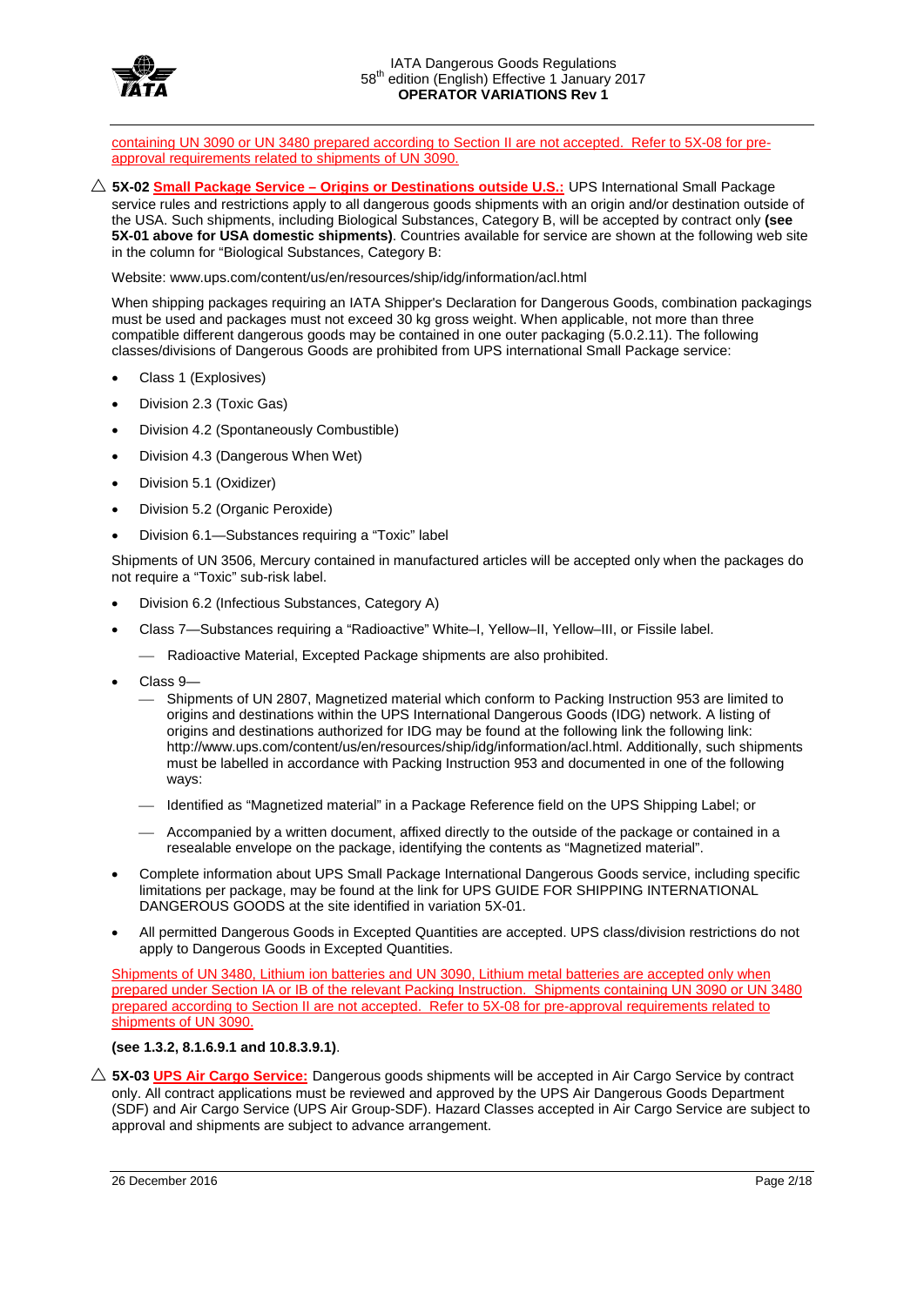containing UN 3090 or UN 3480 prepared according to Section II are not accepted. Refer to 5X-08 for pre-approval requirements related to shipments of UN 3090.

△ **5X-02** **Small Package Service – Origins or Destinations outside U.S.:** UPS International Small Package service rules and restrictions apply to all dangerous goods shipments with an origin and/or destination outside of the USA. Such shipments, including Biological Substances, Category B, will be accepted by contract only **(see 5X-01 above for USA domestic shipments)**. Countries available for service are shown at the following web site in the column for "Biological Substances, Category B:

Website: www.ups.com/content/us/en/resources/ship/idg/information/acl.html

When shipping packages requiring an IATA Shipper's Declaration for Dangerous Goods, combination packagings must be used and packages must not exceed 30 kg gross weight. When applicable, not more than three compatible different dangerous goods may be contained in one outer packaging (5.0.2.11). The following classes/divisions of Dangerous Goods are prohibited from UPS international Small Package service:

- Class 1 (Explosives)
- Division 2.3 (Toxic Gas)
- Division 4.2 (Spontaneously Combustible)
- Division 4.3 (Dangerous When Wet)
- Division 5.1 (Oxidizer)
- Division 5.2 (Organic Peroxide)
- Division 6.1—Substances requiring a "Toxic" label

Shipments of UN 3506, Mercury contained in manufactured articles will be accepted only when the packages do not require a "Toxic" sub-risk label.

- Division 6.2 (Infectious Substances, Category A)
- Class 7—Substances requiring a "Radioactive" White–I, Yellow–II, Yellow–III, or Fissile label.
  - Radioactive Material, Excepted Package shipments are also prohibited.
- Class 9—
  - Shipments of UN 2807, Magnetized material which conform to Packing Instruction 953 are limited to origins and destinations within the UPS International Dangerous Goods (IDG) network. A listing of origins and destinations authorized for IDG may be found at the following link the following link: http://www.ups.com/content/us/en/resources/ship/idg/information/acl.html. Additionally, such shipments must be labelled in accordance with Packing Instruction 953 and documented in one of the following ways:
  - Identified as "Magnetized material" in a Package Reference field on the UPS Shipping Label; or
  - Accompanied by a written document, affixed directly to the outside of the package or contained in a resealable envelope on the package, identifying the contents as "Magnetized material".
- Complete information about UPS Small Package International Dangerous Goods service, including specific limitations per package, may be found at the link for UPS GUIDE FOR SHIPPING INTERNATIONAL DANGEROUS GOODS at the site identified in variation 5X-01.
- All permitted Dangerous Goods in Excepted Quantities are accepted. UPS class/division restrictions do not apply to Dangerous Goods in Excepted Quantities.

Shipments of UN 3480, Lithium ion batteries and UN 3090, Lithium metal batteries are accepted only when prepared under Section IA or IB of the relevant Packing Instruction. Shipments containing UN 3090 or UN 3480 prepared according to Section II are not accepted. Refer to 5X-08 for pre-approval requirements related to shipments of UN 3090.

**(see 1.3.2, 8.1.6.9.1 and 10.8.3.9.1)**.

△ **5X-03** **UPS Air Cargo Service:** Dangerous goods shipments will be accepted in Air Cargo Service by contract only. All contract applications must be reviewed and approved by the UPS Air Dangerous Goods Department (SDF) and Air Cargo Service (UPS Air Group-SDF). Hazard Classes accepted in Air Cargo Service are subject to approval and shipments are subject to advance arrangement.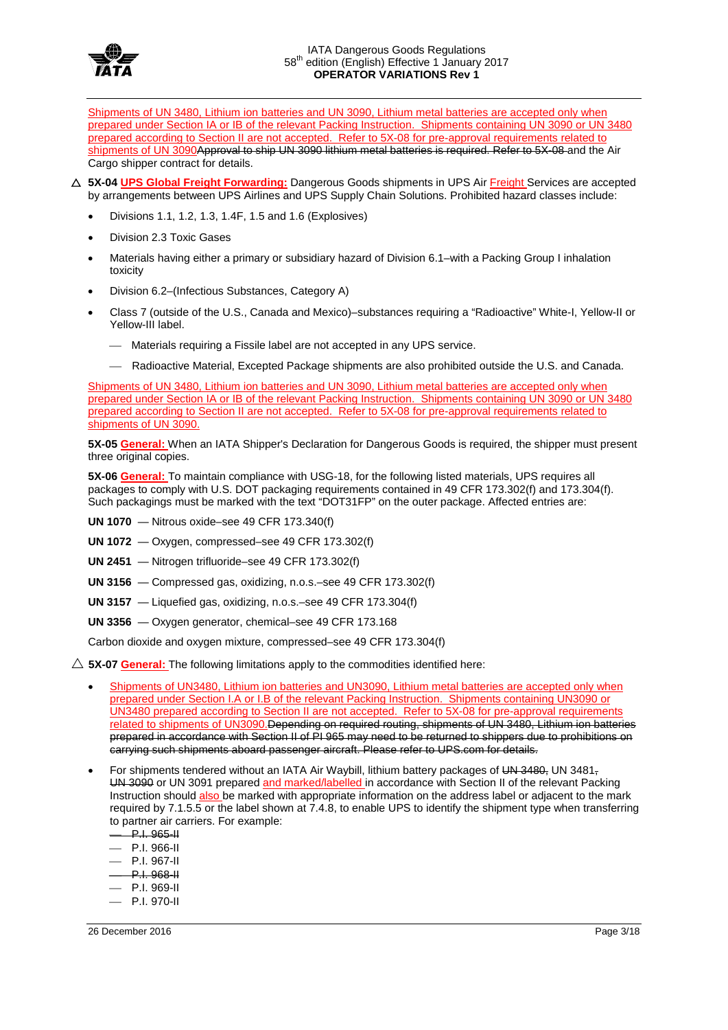Shipments of UN 3480, Lithium ion batteries and UN 3090, Lithium metal batteries are accepted only when prepared under Section IA or IB of the relevant Packing Instruction. Shipments containing UN 3090 or UN 3480 prepared according to Section II are not accepted. Refer to 5X-08 for pre-approval requirements related to shipments of UN 3090~~Approval to ship UN 3090 lithium metal batteries is required. Refer to 5X-08~~ and the Air Cargo shipper contract for details.

△ **5X-04** **UPS Global Freight Forwarding:** Dangerous Goods shipments in UPS Air Freight Services are accepted by arrangements between UPS Airlines and UPS Supply Chain Solutions. Prohibited hazard classes include:

- Divisions 1.1, 1.2, 1.3, 1.4F, 1.5 and 1.6 (Explosives)
- Division 2.3 Toxic Gases
- Materials having either a primary or subsidiary hazard of Division 6.1–with a Packing Group I inhalation toxicity
- Division 6.2–(Infectious Substances, Category A)
- Class 7 (outside of the U.S., Canada and Mexico)–substances requiring a "Radioactive" White-I, Yellow-II or Yellow-III label.
  - Materials requiring a Fissile label are not accepted in any UPS service.
  - Radioactive Material, Excepted Package shipments are also prohibited outside the U.S. and Canada.

Shipments of UN 3480, Lithium ion batteries and UN 3090, Lithium metal batteries are accepted only when prepared under Section IA or IB of the relevant Packing Instruction. Shipments containing UN 3090 or UN 3480 prepared according to Section II are not accepted. Refer to 5X-08 for pre-approval requirements related to shipments of UN 3090.

**5X-05** **General:** When an IATA Shipper's Declaration for Dangerous Goods is required, the shipper must present three original copies.

**5X-06** **General:** To maintain compliance with USG-18, for the following listed materials, UPS requires all packages to comply with U.S. DOT packaging requirements contained in 49 CFR 173.302(f) and 173.304(f). Such packagings must be marked with the text "DOT31FP" on the outer package. Affected entries are:

**UN 1070** — Nitrous oxide–see 49 CFR 173.340(f)

**UN 1072** — Oxygen, compressed–see 49 CFR 173.302(f)

**UN 2451** — Nitrogen trifluoride–see 49 CFR 173.302(f)

**UN 3156** — Compressed gas, oxidizing, n.o.s.–see 49 CFR 173.302(f)

**UN 3157** — Liquefied gas, oxidizing, n.o.s.–see 49 CFR 173.304(f)

**UN 3356** — Oxygen generator, chemical–see 49 CFR 173.168

Carbon dioxide and oxygen mixture, compressed–see 49 CFR 173.304(f)

△ **5X-07** **General:** The following limitations apply to the commodities identified here:

- Shipments of UN3480, Lithium ion batteries and UN3090, Lithium metal batteries are accepted only when prepared under Section I.A or I.B of the relevant Packing Instruction. Shipments containing UN3090 or UN3480 prepared according to Section II are not accepted. Refer to 5X-08 for pre-approval requirements related to shipments of UN3090.~~Depending on required routing, shipments of UN 3480, Lithium ion batteries prepared in accordance with Section II of PI 965 may need to be returned to shippers due to prohibitions on carrying such shipments aboard passenger aircraft. Please refer to UPS.com for details.~~
- For shipments tendered without an IATA Air Waybill, lithium battery packages of ~~UN 3480,~~ UN 3481~~,~~ ~~UN 3090~~ or UN 3091 prepared and marked/labelled in accordance with Section II of the relevant Packing Instruction should also be marked with appropriate information on the address label or adjacent to the mark required by 7.1.5.5 or the label shown at 7.4.8, to enable UPS to identify the shipment type when transferring to partner air carriers. For example:
  - ~~P.I. 965-II~~
  - P.I. 966-II
  - P.I. 967-II
  - ~~P.I. 968-II~~
  - P.I. 969-II
  - P.I. 970-II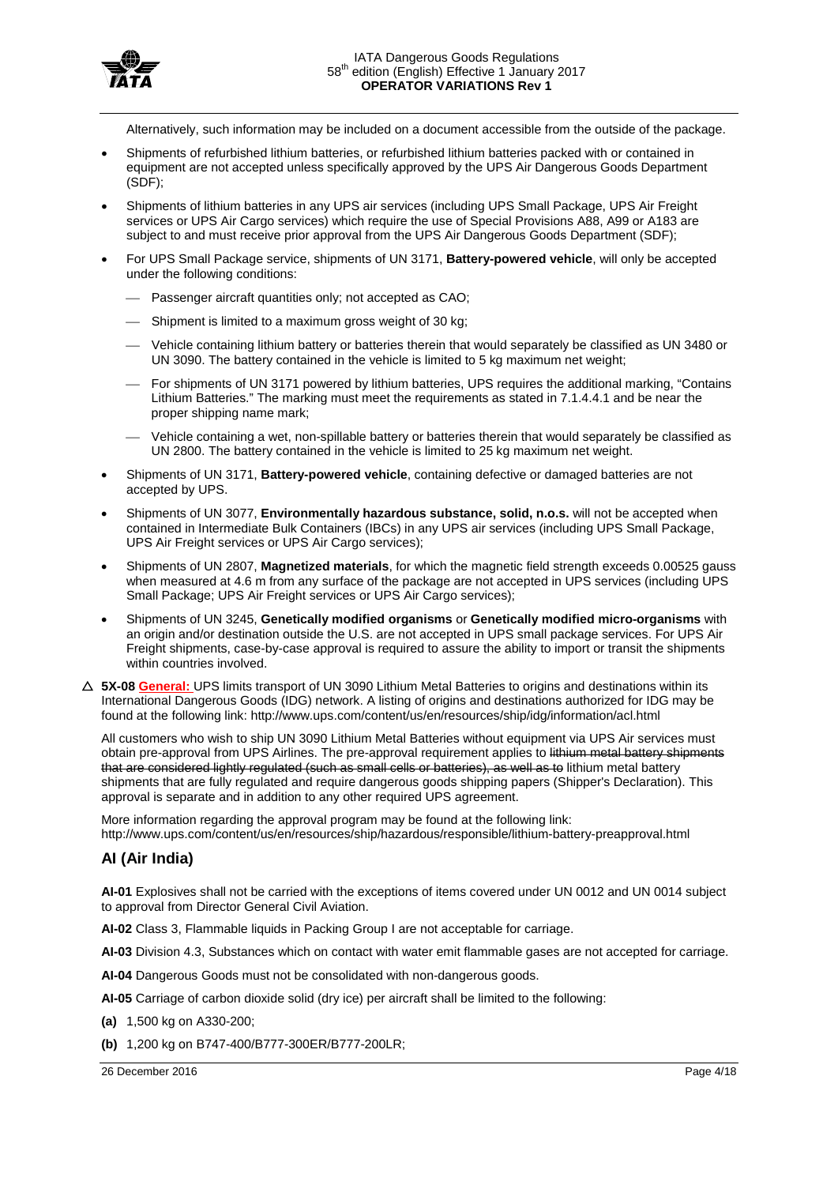Alternatively, such information may be included on a document accessible from the outside of the package.

- Shipments of refurbished lithium batteries, or refurbished lithium batteries packed with or contained in equipment are not accepted unless specifically approved by the UPS Air Dangerous Goods Department (SDF);
- Shipments of lithium batteries in any UPS air services (including UPS Small Package, UPS Air Freight services or UPS Air Cargo services) which require the use of Special Provisions A88, A99 or A183 are subject to and must receive prior approval from the UPS Air Dangerous Goods Department (SDF);
- For UPS Small Package service, shipments of UN 3171, **Battery-powered vehicle**, will only be accepted under the following conditions:
  - Passenger aircraft quantities only; not accepted as CAO;
  - Shipment is limited to a maximum gross weight of 30 kg;
  - Vehicle containing lithium battery or batteries therein that would separately be classified as UN 3480 or UN 3090. The battery contained in the vehicle is limited to 5 kg maximum net weight;
  - For shipments of UN 3171 powered by lithium batteries, UPS requires the additional marking, "Contains Lithium Batteries." The marking must meet the requirements as stated in 7.1.4.4.1 and be near the proper shipping name mark;
  - Vehicle containing a wet, non-spillable battery or batteries therein that would separately be classified as UN 2800. The battery contained in the vehicle is limited to 25 kg maximum net weight.
- Shipments of UN 3171, **Battery-powered vehicle**, containing defective or damaged batteries are not accepted by UPS.
- Shipments of UN 3077, **Environmentally hazardous substance, solid, n.o.s.** will not be accepted when contained in Intermediate Bulk Containers (IBCs) in any UPS air services (including UPS Small Package, UPS Air Freight services or UPS Air Cargo services);
- Shipments of UN 2807, **Magnetized materials**, for which the magnetic field strength exceeds 0.00525 gauss when measured at 4.6 m from any surface of the package are not accepted in UPS services (including UPS Small Package; UPS Air Freight services or UPS Air Cargo services);
- Shipments of UN 3245, **Genetically modified organisms** or **Genetically modified micro-organisms** with an origin and/or destination outside the U.S. are not accepted in UPS small package services. For UPS Air Freight shipments, case-by-case approval is required to assure the ability to import or transit the shipments within countries involved.

△ **5X-08** **General:** UPS limits transport of UN 3090 Lithium Metal Batteries to origins and destinations within its International Dangerous Goods (IDG) network. A listing of origins and destinations authorized for IDG may be found at the following link: http://www.ups.com/content/us/en/resources/ship/idg/information/acl.html

All customers who wish to ship UN 3090 Lithium Metal Batteries without equipment via UPS Air services must obtain pre-approval from UPS Airlines. The pre-approval requirement applies to ~~lithium metal battery shipments that are considered lightly regulated (such as small cells or batteries), as well as to~~ lithium metal battery shipments that are fully regulated and require dangerous goods shipping papers (Shipper's Declaration). This approval is separate and in addition to any other required UPS agreement.

More information regarding the approval program may be found at the following link: http://www.ups.com/content/us/en/resources/ship/hazardous/responsible/lithium-battery-preapproval.html

## AI (Air India)

**AI-01** Explosives shall not be carried with the exceptions of items covered under UN 0012 and UN 0014 subject to approval from Director General Civil Aviation.

**AI-02** Class 3, Flammable liquids in Packing Group I are not acceptable for carriage.

**AI-03** Division 4.3, Substances which on contact with water emit flammable gases are not accepted for carriage.

**AI-04** Dangerous Goods must not be consolidated with non-dangerous goods.

**AI-05** Carriage of carbon dioxide solid (dry ice) per aircraft shall be limited to the following:

**(a)** 1,500 kg on A330-200;

**(b)** 1,200 kg on B747-400/B777-300ER/B777-200LR;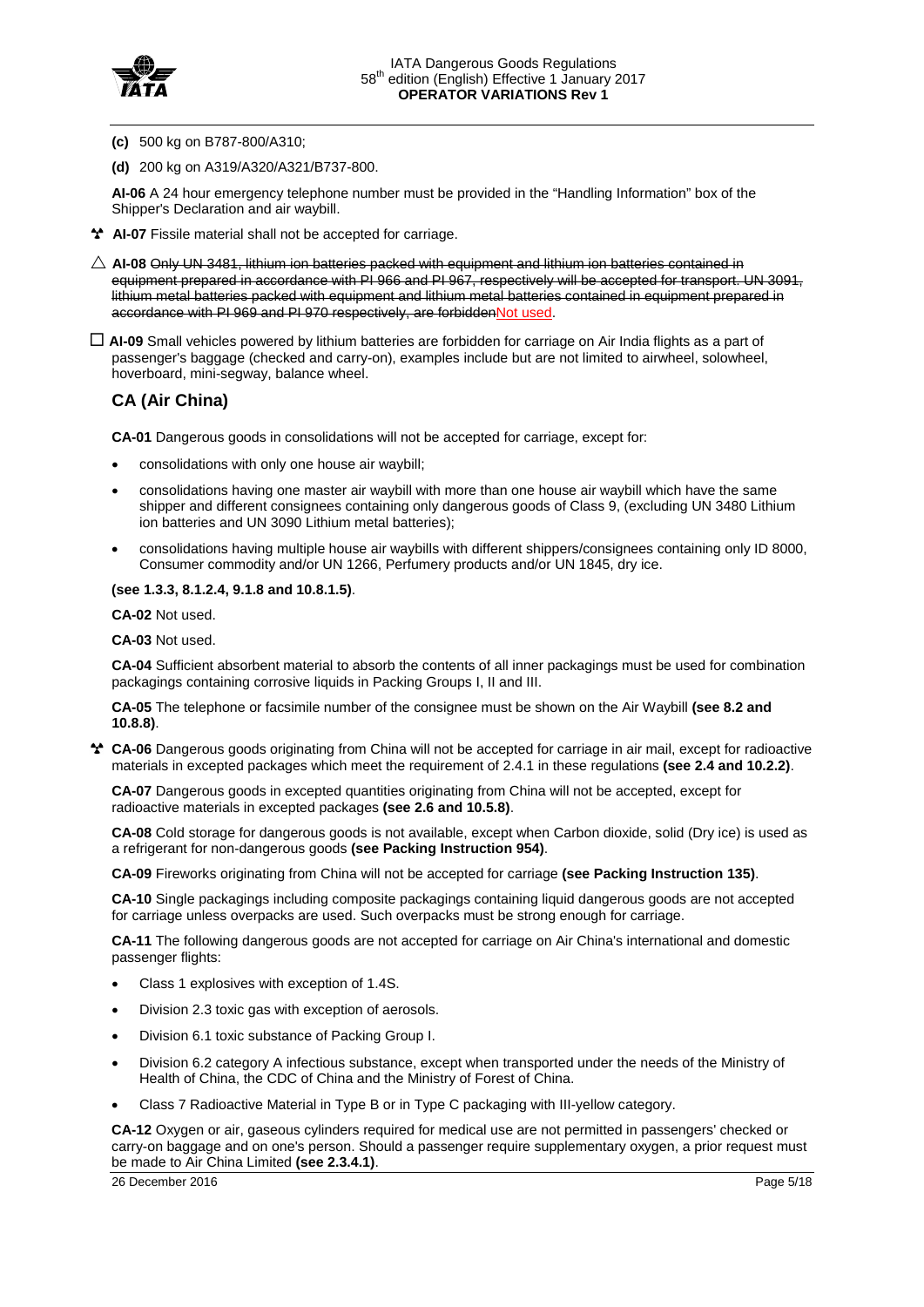**(c)** 500 kg on B787-800/A310;

**(d)** 200 kg on A319/A320/A321/B737-800.

**AI-06** A 24 hour emergency telephone number must be provided in the "Handling Information" box of the Shipper's Declaration and air waybill.

**AI-07** Fissile material shall not be accepted for carriage.

△ **AI-08** ~~Only UN 3481, lithium ion batteries packed with equipment and lithium ion batteries contained in equipment prepared in accordance with PI 966 and PI 967, respectively will be accepted for transport. UN 3091, lithium metal batteries packed with equipment and lithium metal batteries contained in equipment prepared in accordance with PI 969 and PI 970 respectively, are forbidden~~Not used.

☐ **AI-09** Small vehicles powered by lithium batteries are forbidden for carriage on Air India flights as a part of passenger's baggage (checked and carry-on), examples include but are not limited to airwheel, solowheel, hoverboard, mini-segway, balance wheel.

## CA (Air China)

**CA-01** Dangerous goods in consolidations will not be accepted for carriage, except for:

- consolidations with only one house air waybill;
- consolidations having one master air waybill with more than one house air waybill which have the same shipper and different consignees containing only dangerous goods of Class 9, (excluding UN 3480 Lithium ion batteries and UN 3090 Lithium metal batteries);
- consolidations having multiple house air waybills with different shippers/consignees containing only ID 8000, Consumer commodity and/or UN 1266, Perfumery products and/or UN 1845, dry ice.

**(see 1.3.3, 8.1.2.4, 9.1.8 and 10.8.1.5)**.

**CA-02** Not used.

**CA-03** Not used.

**CA-04** Sufficient absorbent material to absorb the contents of all inner packagings must be used for combination packagings containing corrosive liquids in Packing Groups I, II and III.

**CA-05** The telephone or facsimile number of the consignee must be shown on the Air Waybill **(see 8.2 and 10.8.8)**.

**CA-06** Dangerous goods originating from China will not be accepted for carriage in air mail, except for radioactive materials in excepted packages which meet the requirement of 2.4.1 in these regulations **(see 2.4 and 10.2.2)**.

**CA-07** Dangerous goods in excepted quantities originating from China will not be accepted, except for radioactive materials in excepted packages **(see 2.6 and 10.5.8)**.

**CA-08** Cold storage for dangerous goods is not available, except when Carbon dioxide, solid (Dry ice) is used as a refrigerant for non-dangerous goods **(see Packing Instruction 954)**.

**CA-09** Fireworks originating from China will not be accepted for carriage **(see Packing Instruction 135)**.

**CA-10** Single packagings including composite packagings containing liquid dangerous goods are not accepted for carriage unless overpacks are used. Such overpacks must be strong enough for carriage.

**CA-11** The following dangerous goods are not accepted for carriage on Air China's international and domestic passenger flights:

- Class 1 explosives with exception of 1.4S.
- Division 2.3 toxic gas with exception of aerosols.
- Division 6.1 toxic substance of Packing Group I.
- Division 6.2 category A infectious substance, except when transported under the needs of the Ministry of Health of China, the CDC of China and the Ministry of Forest of China.
- Class 7 Radioactive Material in Type B or in Type C packaging with III-yellow category.

**CA-12** Oxygen or air, gaseous cylinders required for medical use are not permitted in passengers' checked or carry-on baggage and on one's person. Should a passenger require supplementary oxygen, a prior request must be made to Air China Limited **(see 2.3.4.1)**.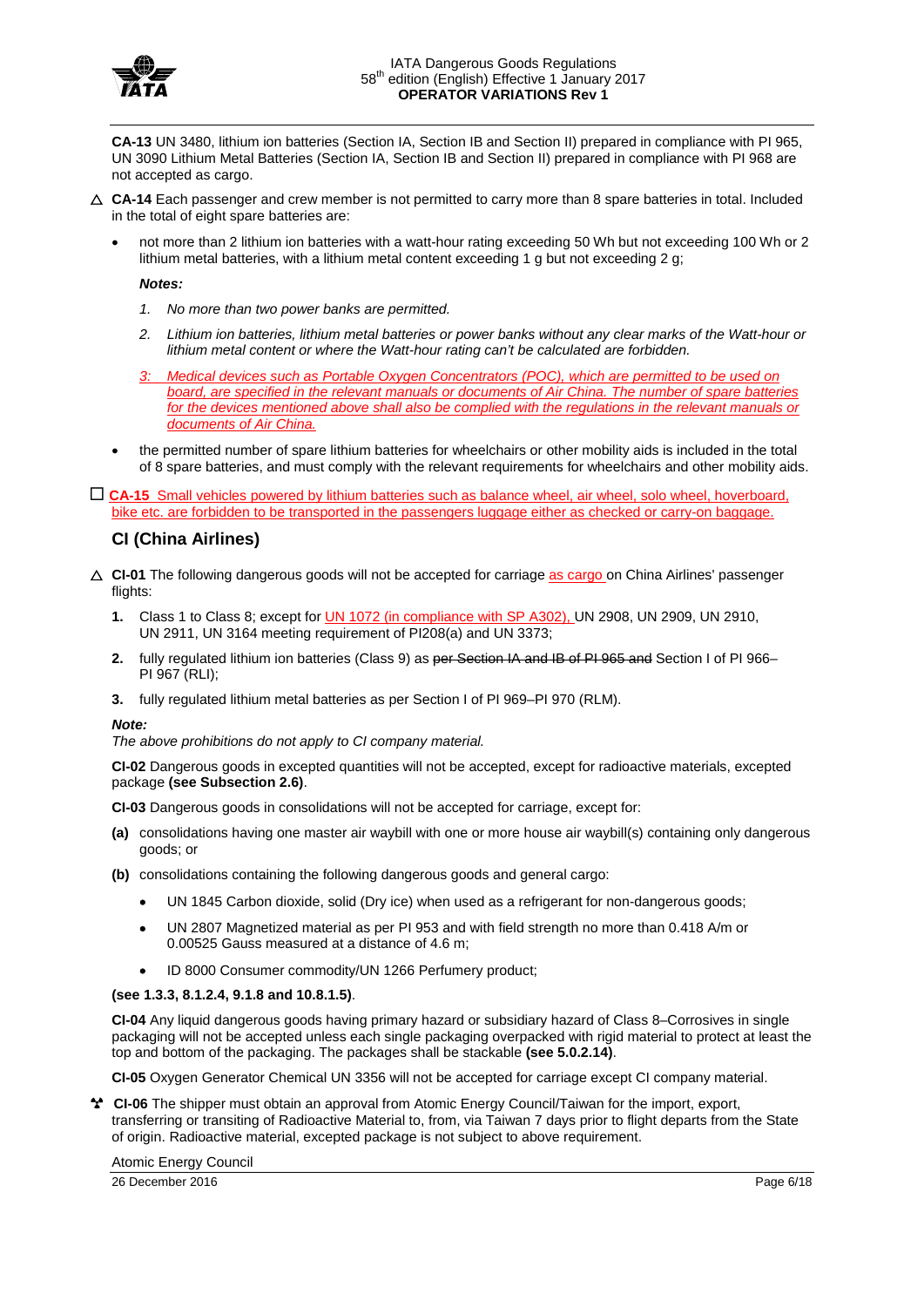**CA-13** UN 3480, lithium ion batteries (Section IA, Section IB and Section II) prepared in compliance with PI 965, UN 3090 Lithium Metal Batteries (Section IA, Section IB and Section II) prepared in compliance with PI 968 are not accepted as cargo.

△ **CA-14** Each passenger and crew member is not permitted to carry more than 8 spare batteries in total. Included in the total of eight spare batteries are:

- not more than 2 lithium ion batteries with a watt-hour rating exceeding 50 Wh but not exceeding 100 Wh or 2 lithium metal batteries, with a lithium metal content exceeding 1 g but not exceeding 2 g;

  ***Notes:***

  1. *No more than two power banks are permitted.*
  2. *Lithium ion batteries, lithium metal batteries or power banks without any clear marks of the Watt-hour or lithium metal content or where the Watt-hour rating can't be calculated are forbidden.*
  3. *Medical devices such as Portable Oxygen Concentrators (POC), which are permitted to be used on board, are specified in the relevant manuals or documents of Air China. The number of spare batteries for the devices mentioned above shall also be complied with the regulations in the relevant manuals or documents of Air China.*

- the permitted number of spare lithium batteries for wheelchairs or other mobility aids is included in the total of 8 spare batteries, and must comply with the relevant requirements for wheelchairs and other mobility aids.

☐ **CA-15** Small vehicles powered by lithium batteries such as balance wheel, air wheel, solo wheel, hoverboard, bike etc. are forbidden to be transported in the passengers luggage either as checked or carry-on baggage.

## CI (China Airlines)

△ **CI-01** The following dangerous goods will not be accepted for carriage as cargo on China Airlines' passenger flights:

1. Class 1 to Class 8; except for UN 1072 (in compliance with SP A302), UN 2908, UN 2909, UN 2910, UN 2911, UN 3164 meeting requirement of PI208(a) and UN 3373;
2. fully regulated lithium ion batteries (Class 9) as ~~per Section IA and IB of PI 965 and~~ Section I of PI 966–PI 967 (RLI);
3. fully regulated lithium metal batteries as per Section I of PI 969–PI 970 (RLM).

***Note:***
*The above prohibitions do not apply to CI company material.*

**CI-02** Dangerous goods in excepted quantities will not be accepted, except for radioactive materials, excepted package **(see Subsection 2.6)**.

**CI-03** Dangerous goods in consolidations will not be accepted for carriage, except for:

**(a)** consolidations having one master air waybill with one or more house air waybill(s) containing only dangerous goods; or

**(b)** consolidations containing the following dangerous goods and general cargo:

- UN 1845 Carbon dioxide, solid (Dry ice) when used as a refrigerant for non-dangerous goods;
- UN 2807 Magnetized material as per PI 953 and with field strength no more than 0.418 A/m or 0.00525 Gauss measured at a distance of 4.6 m;
- ID 8000 Consumer commodity/UN 1266 Perfumery product;

**(see 1.3.3, 8.1.2.4, 9.1.8 and 10.8.1.5)**.

**CI-04** Any liquid dangerous goods having primary hazard or subsidiary hazard of Class 8–Corrosives in single packaging will not be accepted unless each single packaging overpacked with rigid material to protect at least the top and bottom of the packaging. The packages shall be stackable **(see 5.0.2.14)**.

**CI-05** Oxygen Generator Chemical UN 3356 will not be accepted for carriage except CI company material.

☢ **CI-06** The shipper must obtain an approval from Atomic Energy Council/Taiwan for the import, export, transferring or transiting of Radioactive Material to, from, via Taiwan 7 days prior to flight departs from the State of origin. Radioactive material, excepted package is not subject to above requirement.

Atomic Energy Council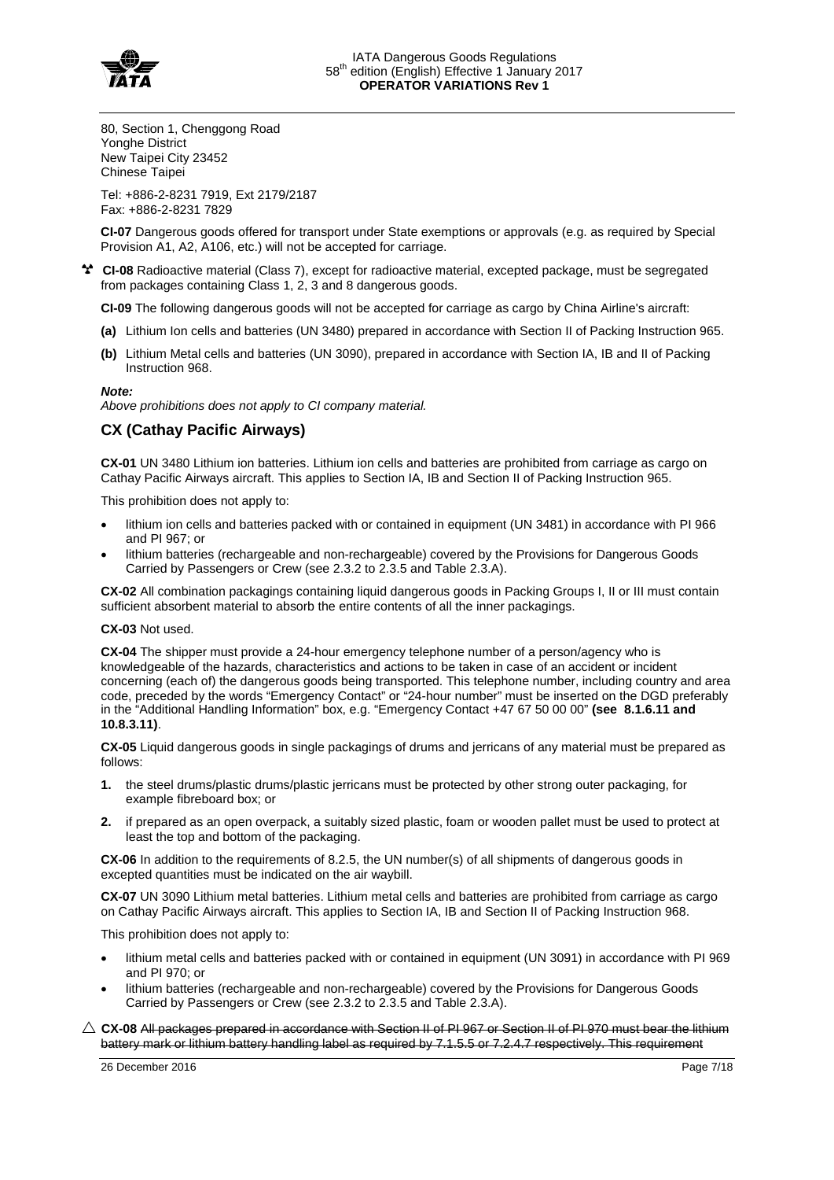80, Section 1, Chenggong Road
Yonghe District
New Taipei City 23452
Chinese Taipei

Tel: +886-2-8231 7919, Ext 2179/2187
Fax: +886-2-8231 7829

**CI-07** Dangerous goods offered for transport under State exemptions or approvals (e.g. as required by Special Provision A1, A2, A106, etc.) will not be accepted for carriage.

**CI-08** Radioactive material (Class 7), except for radioactive material, excepted package, must be segregated from packages containing Class 1, 2, 3 and 8 dangerous goods.

**CI-09** The following dangerous goods will not be accepted for carriage as cargo by China Airline's aircraft:

**(a)** Lithium Ion cells and batteries (UN 3480) prepared in accordance with Section II of Packing Instruction 965.

**(b)** Lithium Metal cells and batteries (UN 3090), prepared in accordance with Section IA, IB and II of Packing Instruction 968.

***Note:***
*Above prohibitions does not apply to CI company material.*

## CX (Cathay Pacific Airways)

**CX-01** UN 3480 Lithium ion batteries. Lithium ion cells and batteries are prohibited from carriage as cargo on Cathay Pacific Airways aircraft. This applies to Section IA, IB and Section II of Packing Instruction 965.

This prohibition does not apply to:

- lithium ion cells and batteries packed with or contained in equipment (UN 3481) in accordance with PI 966 and PI 967; or
- lithium batteries (rechargeable and non-rechargeable) covered by the Provisions for Dangerous Goods Carried by Passengers or Crew (see 2.3.2 to 2.3.5 and Table 2.3.A).

**CX-02** All combination packagings containing liquid dangerous goods in Packing Groups I, II or III must contain sufficient absorbent material to absorb the entire contents of all the inner packagings.

**CX-03** Not used.

**CX-04** The shipper must provide a 24-hour emergency telephone number of a person/agency who is knowledgeable of the hazards, characteristics and actions to be taken in case of an accident or incident concerning (each of) the dangerous goods being transported. This telephone number, including country and area code, preceded by the words "Emergency Contact" or "24-hour number" must be inserted on the DGD preferably in the "Additional Handling Information" box, e.g. "Emergency Contact +47 67 50 00 00" **(see 8.1.6.11 and 10.8.3.11)**.

**CX-05** Liquid dangerous goods in single packagings of drums and jerricans of any material must be prepared as follows:

1. the steel drums/plastic drums/plastic jerricans must be protected by other strong outer packaging, for example fibreboard box; or
2. if prepared as an open overpack, a suitably sized plastic, foam or wooden pallet must be used to protect at least the top and bottom of the packaging.

**CX-06** In addition to the requirements of 8.2.5, the UN number(s) of all shipments of dangerous goods in excepted quantities must be indicated on the air waybill.

**CX-07** UN 3090 Lithium metal batteries. Lithium metal cells and batteries are prohibited from carriage as cargo on Cathay Pacific Airways aircraft. This applies to Section IA, IB and Section II of Packing Instruction 968.

This prohibition does not apply to:

- lithium metal cells and batteries packed with or contained in equipment (UN 3091) in accordance with PI 969 and PI 970; or
- lithium batteries (rechargeable and non-rechargeable) covered by the Provisions for Dangerous Goods Carried by Passengers or Crew (see 2.3.2 to 2.3.5 and Table 2.3.A).

△ **CX-08** ~~All packages prepared in accordance with Section II of PI 967 or Section II of PI 970 must bear the lithium battery mark or lithium battery handling label as required by 7.1.5.5 or 7.2.4.7 respectively. This requirement~~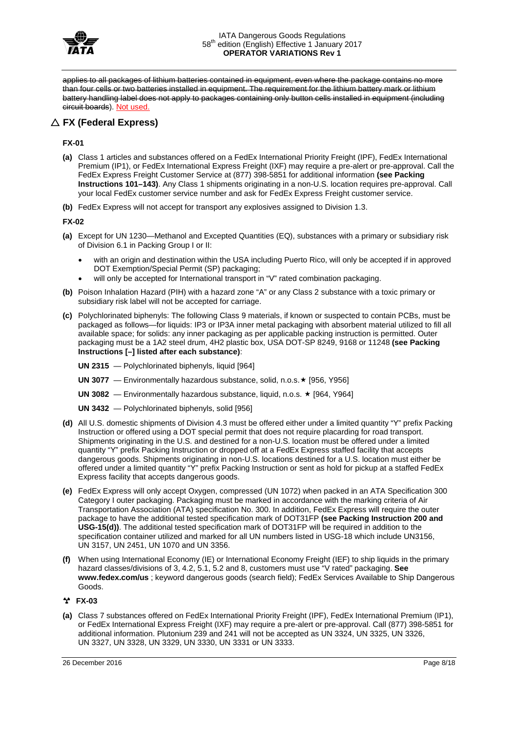~~applies to all packages of lithium batteries contained in equipment, even where the package contains no more than four cells or two batteries installed in equipment. The requirement for the lithium battery mark or lithium battery handling label does not apply to packages containing only button cells installed in equipment (including circuit boards~~). Not used.

## △ FX (Federal Express)

**FX-01**

**(a)** Class 1 articles and substances offered on a FedEx International Priority Freight (IPF), FedEx International Premium (IP1), or FedEx International Express Freight (IXF) may require a pre-alert or pre-approval. Call the FedEx Express Freight Customer Service at (877) 398-5851 for additional information **(see Packing Instructions 101–143)**. Any Class 1 shipments originating in a non-U.S. location requires pre-approval. Call your local FedEx customer service number and ask for FedEx Express Freight customer service.

**(b)** FedEx Express will not accept for transport any explosives assigned to Division 1.3.

**FX-02**

**(a)** Except for UN 1230—Methanol and Excepted Quantities (EQ), substances with a primary or subsidiary risk of Division 6.1 in Packing Group I or II:

- with an origin and destination within the USA including Puerto Rico, will only be accepted if in approved DOT Exemption/Special Permit (SP) packaging;
- will only be accepted for International transport in "V" rated combination packaging.

**(b)** Poison Inhalation Hazard (PIH) with a hazard zone "A" or any Class 2 substance with a toxic primary or subsidiary risk label will not be accepted for carriage.

**(c)** Polychlorinated biphenyls: The following Class 9 materials, if known or suspected to contain PCBs, must be packaged as follows—for liquids: IP3 or IP3A inner metal packaging with absorbent material utilized to fill all available space; for solids: any inner packaging as per applicable packing instruction is permitted. Outer packaging must be a 1A2 steel drum, 4H2 plastic box, USA DOT-SP 8249, 9168 or 11248 **(see Packing Instructions [–] listed after each substance)**:

**UN 2315** — Polychlorinated biphenyls, liquid [964]

**UN 3077** — Environmentally hazardous substance, solid, n.o.s.★ [956, Y956]

**UN 3082** — Environmentally hazardous substance, liquid, n.o.s. ★ [964, Y964]

**UN 3432** — Polychlorinated biphenyls, solid [956]

**(d)** All U.S. domestic shipments of Division 4.3 must be offered either under a limited quantity "Y" prefix Packing Instruction or offered using a DOT special permit that does not require placarding for road transport. Shipments originating in the U.S. and destined for a non-U.S. location must be offered under a limited quantity "Y" prefix Packing Instruction or dropped off at a FedEx Express staffed facility that accepts dangerous goods. Shipments originating in non-U.S. locations destined for a U.S. location must either be offered under a limited quantity "Y" prefix Packing Instruction or sent as hold for pickup at a staffed FedEx Express facility that accepts dangerous goods.

**(e)** FedEx Express will only accept Oxygen, compressed (UN 1072) when packed in an ATA Specification 300 Category I outer packaging. Packaging must be marked in accordance with the marking criteria of Air Transportation Association (ATA) specification No. 300. In addition, FedEx Express will require the outer package to have the additional tested specification mark of DOT31FP **(see Packing Instruction 200 and USG-15(d))**. The additional tested specification mark of DOT31FP will be required in addition to the specification container utilized and marked for all UN numbers listed in USG-18 which include UN3156, UN 3157, UN 2451, UN 1070 and UN 3356.

**(f)** When using International Economy (IE) or International Economy Freight (IEF) to ship liquids in the primary hazard classes/divisions of 3, 4.2, 5.1, 5.2 and 8, customers must use "V rated" packaging. **See www.fedex.com/us** ; keyword dangerous goods (search field); FedEx Services Available to Ship Dangerous Goods.

**☢ FX-03**

**(a)** Class 7 substances offered on FedEx International Priority Freight (IPF), FedEx International Premium (IP1), or FedEx International Express Freight (IXF) may require a pre-alert or pre-approval. Call (877) 398-5851 for additional information. Plutonium 239 and 241 will not be accepted as UN 3324, UN 3325, UN 3326, UN 3327, UN 3328, UN 3329, UN 3330, UN 3331 or UN 3333.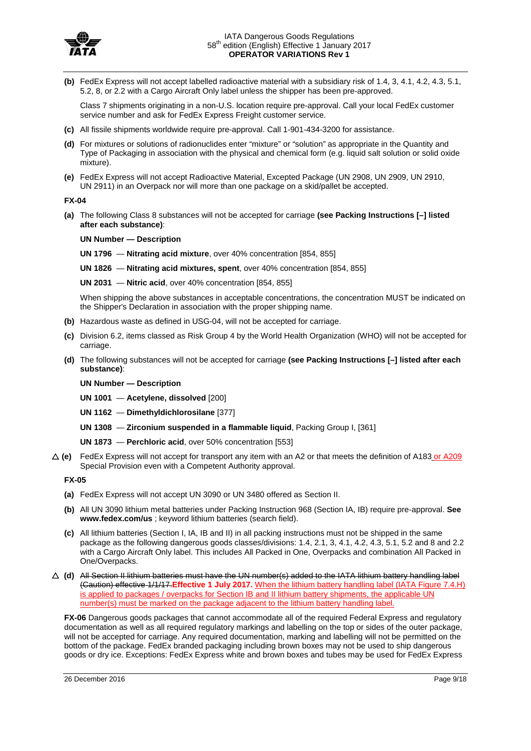**(b)** FedEx Express will not accept labelled radioactive material with a subsidiary risk of 1.4, 3, 4.1, 4.2, 4.3, 5.1, 5.2, 8, or 2.2 with a Cargo Aircraft Only label unless the shipper has been pre-approved.

Class 7 shipments originating in a non-U.S. location require pre-approval. Call your local FedEx customer service number and ask for FedEx Express Freight customer service.

**(c)** All fissile shipments worldwide require pre-approval. Call 1-901-434-3200 for assistance.

**(d)** For mixtures or solutions of radionuclides enter "mixture" or "solution" as appropriate in the Quantity and Type of Packaging in association with the physical and chemical form (e.g. liquid salt solution or solid oxide mixture).

**(e)** FedEx Express will not accept Radioactive Material, Excepted Package (UN 2908, UN 2909, UN 2910, UN 2911) in an Overpack nor will more than one package on a skid/pallet be accepted.

**FX-04**

**(a)** The following Class 8 substances will not be accepted for carriage **(see Packing Instructions [–] listed after each substance)**:

**UN Number — Description**

**UN 1796** — **Nitrating acid mixture**, over 40% concentration [854, 855]

**UN 1826** — **Nitrating acid mixtures, spent**, over 40% concentration [854, 855]

**UN 2031** — **Nitric acid**, over 40% concentration [854, 855]

When shipping the above substances in acceptable concentrations, the concentration MUST be indicated on the Shipper's Declaration in association with the proper shipping name.

**(b)** Hazardous waste as defined in USG-04, will not be accepted for carriage.

**(c)** Division 6.2, items classed as Risk Group 4 by the World Health Organization (WHO) will not be accepted for carriage.

**(d)** The following substances will not be accepted for carriage **(see Packing Instructions [–] listed after each substance)**:

**UN Number — Description**

**UN 1001** — **Acetylene, dissolved** [200]

**UN 1162** — **Dimethyldichlorosilane** [377]

**UN 1308** — **Zirconium suspended in a flammable liquid**, Packing Group I, [361]

**UN 1873** — **Perchloric acid**, over 50% concentration [553]

△ **(e)** FedEx Express will not accept for transport any item with an A2 or that meets the definition of A183 or A209 Special Provision even with a Competent Authority approval.

**FX-05**

**(a)** FedEx Express will not accept UN 3090 or UN 3480 offered as Section II.

**(b)** All UN 3090 lithium metal batteries under Packing Instruction 968 (Section IA, IB) require pre-approval. **See www.fedex.com/us** ; keyword lithium batteries (search field).

**(c)** All lithium batteries (Section I, IA, IB and II) in all packing instructions must not be shipped in the same package as the following dangerous goods classes/divisions: 1.4, 2.1, 3, 4.1, 4.2, 4.3, 5.1, 5.2 and 8 and 2.2 with a Cargo Aircraft Only label. This includes All Packed in One, Overpacks and combination All Packed in One/Overpacks.

△ **(d)** ~~All Section II lithium batteries must have the UN number(s) added to the IATA lithium battery handling label (Caution) effective 1/1/17.~~ **Effective 1 July 2017.** When the lithium battery handling label (IATA Figure 7.4.H) is applied to packages / overpacks for Section IB and II lithium battery shipments, the applicable UN number(s) must be marked on the package adjacent to the lithium battery handling label.

**FX-06** Dangerous goods packages that cannot accommodate all of the required Federal Express and regulatory documentation as well as all required regulatory markings and labelling on the top or sides of the outer package, will not be accepted for carriage. Any required documentation, marking and labelling will not be permitted on the bottom of the package. FedEx branded packaging including brown boxes may not be used to ship dangerous goods or dry ice. Exceptions: FedEx Express white and brown boxes and tubes may be used for FedEx Express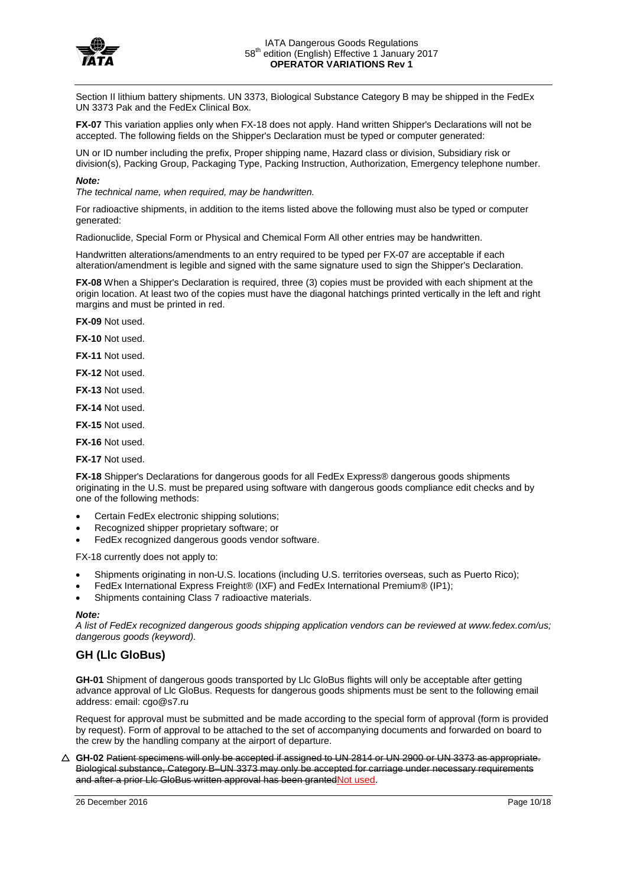Section II lithium battery shipments. UN 3373, Biological Substance Category B may be shipped in the FedEx UN 3373 Pak and the FedEx Clinical Box.

**FX-07** This variation applies only when FX-18 does not apply. Hand written Shipper's Declarations will not be accepted. The following fields on the Shipper's Declaration must be typed or computer generated:

UN or ID number including the prefix, Proper shipping name, Hazard class or division, Subsidiary risk or division(s), Packing Group, Packaging Type, Packing Instruction, Authorization, Emergency telephone number.

***Note:***
*The technical name, when required, may be handwritten.*

For radioactive shipments, in addition to the items listed above the following must also be typed or computer generated:

Radionuclide, Special Form or Physical and Chemical Form All other entries may be handwritten.

Handwritten alterations/amendments to an entry required to be typed per FX-07 are acceptable if each alteration/amendment is legible and signed with the same signature used to sign the Shipper's Declaration.

**FX-08** When a Shipper's Declaration is required, three (3) copies must be provided with each shipment at the origin location. At least two of the copies must have the diagonal hatchings printed vertically in the left and right margins and must be printed in red.

**FX-09** Not used.

**FX-10** Not used.

**FX-11** Not used.

**FX-12** Not used.

**FX-13** Not used.

**FX-14** Not used.

**FX-15** Not used.

**FX-16** Not used.

**FX-17** Not used.

**FX-18** Shipper's Declarations for dangerous goods for all FedEx Express® dangerous goods shipments originating in the U.S. must be prepared using software with dangerous goods compliance edit checks and by one of the following methods:

- Certain FedEx electronic shipping solutions;
- Recognized shipper proprietary software; or
- FedEx recognized dangerous goods vendor software.

FX-18 currently does not apply to:

- Shipments originating in non-U.S. locations (including U.S. territories overseas, such as Puerto Rico);
- FedEx International Express Freight® (IXF) and FedEx International Premium® (IP1);
- Shipments containing Class 7 radioactive materials.

***Note:***
*A list of FedEx recognized dangerous goods shipping application vendors can be reviewed at www.fedex.com/us; dangerous goods (keyword).*

## GH (Llc GloBus)

**GH-01** Shipment of dangerous goods transported by Llc GloBus flights will only be acceptable after getting advance approval of Llc GloBus. Requests for dangerous goods shipments must be sent to the following email address: email: cgo@s7.ru

Request for approval must be submitted and be made according to the special form of approval (form is provided by request). Form of approval to be attached to the set of accompanying documents and forwarded on board to the crew by the handling company at the airport of departure.

△ **GH-02** ~~Patient specimens will only be accepted if assigned to UN 2814 or UN 2900 or UN 3373 as appropriate. Biological substance, Category B–UN 3373 may only be accepted for carriage under necessary requirements and after a prior Llc GloBus written approval has been granted~~Not used.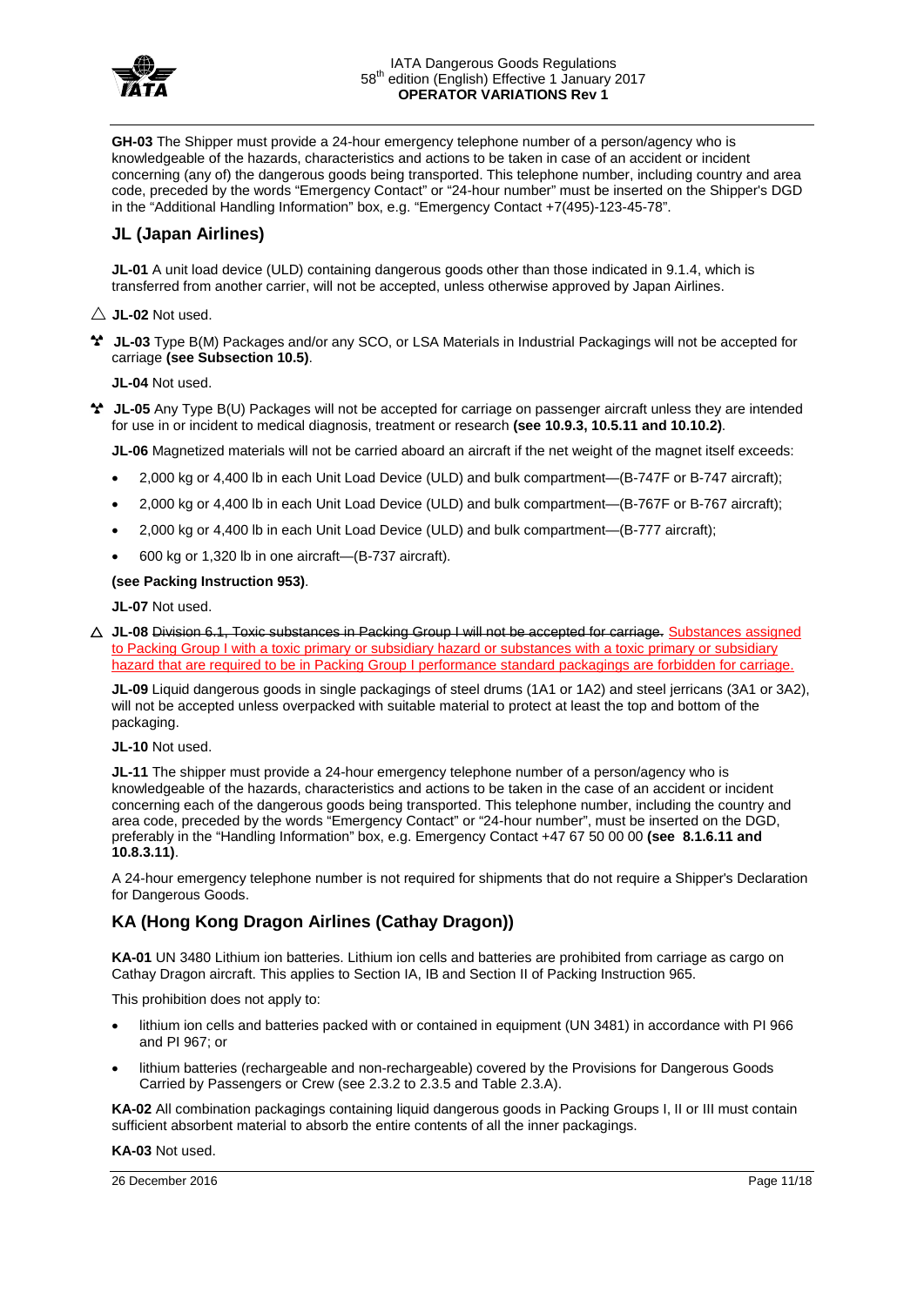**GH-03** The Shipper must provide a 24-hour emergency telephone number of a person/agency who is knowledgeable of the hazards, characteristics and actions to be taken in case of an accident or incident concerning (any of) the dangerous goods being transported. This telephone number, including country and area code, preceded by the words "Emergency Contact" or "24-hour number" must be inserted on the Shipper's DGD in the "Additional Handling Information" box, e.g. "Emergency Contact +7(495)-123-45-78".

## JL (Japan Airlines)

**JL-01** A unit load device (ULD) containing dangerous goods other than those indicated in 9.1.4, which is transferred from another carrier, will not be accepted, unless otherwise approved by Japan Airlines.

△ **JL-02** Not used.

☢ **JL-03** Type B(M) Packages and/or any SCO, or LSA Materials in Industrial Packagings will not be accepted for carriage **(see Subsection 10.5)**.

**JL-04** Not used.

☢ **JL-05** Any Type B(U) Packages will not be accepted for carriage on passenger aircraft unless they are intended for use in or incident to medical diagnosis, treatment or research **(see 10.9.3, 10.5.11 and 10.10.2)**.

**JL-06** Magnetized materials will not be carried aboard an aircraft if the net weight of the magnet itself exceeds:

- 2,000 kg or 4,400 lb in each Unit Load Device (ULD) and bulk compartment—(B-747F or B-747 aircraft);
- 2,000 kg or 4,400 lb in each Unit Load Device (ULD) and bulk compartment—(B-767F or B-767 aircraft);
- 2,000 kg or 4,400 lb in each Unit Load Device (ULD) and bulk compartment—(B-777 aircraft);
- 600 kg or 1,320 lb in one aircraft—(B-737 aircraft).

**(see Packing Instruction 953)**.

**JL-07** Not used.

△ **JL-08** ~~Division 6.1, Toxic substances in Packing Group I will not be accepted for carriage.~~ Substances assigned to Packing Group I with a toxic primary or subsidiary hazard or substances with a toxic primary or subsidiary hazard that are required to be in Packing Group I performance standard packagings are forbidden for carriage.

**JL-09** Liquid dangerous goods in single packagings of steel drums (1A1 or 1A2) and steel jerricans (3A1 or 3A2), will not be accepted unless overpacked with suitable material to protect at least the top and bottom of the packaging.

**JL-10** Not used.

**JL-11** The shipper must provide a 24-hour emergency telephone number of a person/agency who is knowledgeable of the hazards, characteristics and actions to be taken in the case of an accident or incident concerning each of the dangerous goods being transported. This telephone number, including the country and area code, preceded by the words "Emergency Contact" or "24-hour number", must be inserted on the DGD, preferably in the "Handling Information" box, e.g. Emergency Contact +47 67 50 00 00 **(see 8.1.6.11 and 10.8.3.11)**.

A 24-hour emergency telephone number is not required for shipments that do not require a Shipper's Declaration for Dangerous Goods.

## KA (Hong Kong Dragon Airlines (Cathay Dragon))

**KA-01** UN 3480 Lithium ion batteries. Lithium ion cells and batteries are prohibited from carriage as cargo on Cathay Dragon aircraft. This applies to Section IA, IB and Section II of Packing Instruction 965.

This prohibition does not apply to:

- lithium ion cells and batteries packed with or contained in equipment (UN 3481) in accordance with PI 966 and PI 967; or
- lithium batteries (rechargeable and non-rechargeable) covered by the Provisions for Dangerous Goods Carried by Passengers or Crew (see 2.3.2 to 2.3.5 and Table 2.3.A).

**KA-02** All combination packagings containing liquid dangerous goods in Packing Groups I, II or III must contain sufficient absorbent material to absorb the entire contents of all the inner packagings.

**KA-03** Not used.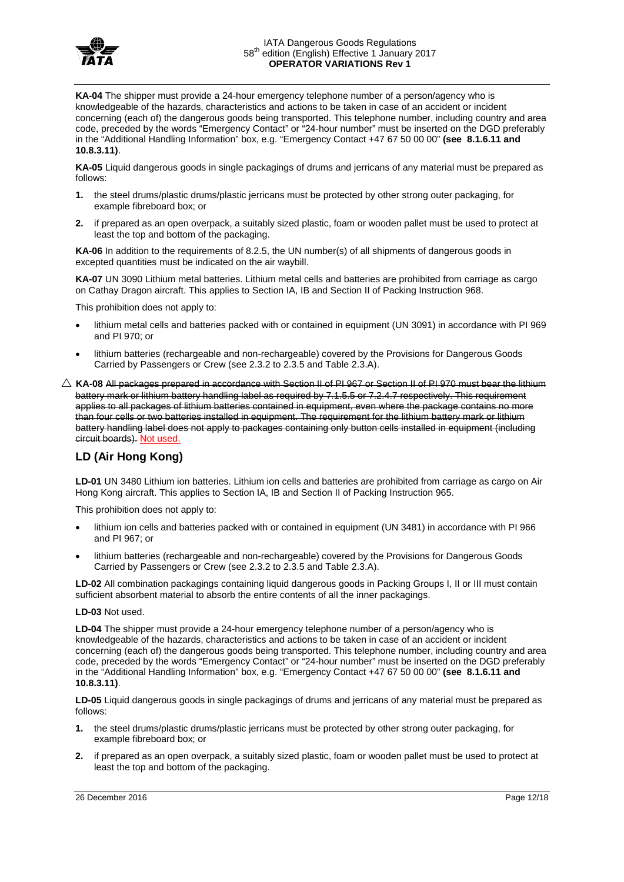**KA-04** The shipper must provide a 24-hour emergency telephone number of a person/agency who is knowledgeable of the hazards, characteristics and actions to be taken in case of an accident or incident concerning (each of) the dangerous goods being transported. This telephone number, including country and area code, preceded by the words "Emergency Contact" or "24-hour number" must be inserted on the DGD preferably in the "Additional Handling Information" box, e.g. "Emergency Contact +47 67 50 00 00" **(see 8.1.6.11 and 10.8.3.11)**.

**KA-05** Liquid dangerous goods in single packagings of drums and jerricans of any material must be prepared as follows:

1. the steel drums/plastic drums/plastic jerricans must be protected by other strong outer packaging, for example fibreboard box; or
2. if prepared as an open overpack, a suitably sized plastic, foam or wooden pallet must be used to protect at least the top and bottom of the packaging.

**KA-06** In addition to the requirements of 8.2.5, the UN number(s) of all shipments of dangerous goods in excepted quantities must be indicated on the air waybill.

**KA-07** UN 3090 Lithium metal batteries. Lithium metal cells and batteries are prohibited from carriage as cargo on Cathay Dragon aircraft. This applies to Section IA, IB and Section II of Packing Instruction 968.

This prohibition does not apply to:

- lithium metal cells and batteries packed with or contained in equipment (UN 3091) in accordance with PI 969 and PI 970; or
- lithium batteries (rechargeable and non-rechargeable) covered by the Provisions for Dangerous Goods Carried by Passengers or Crew (see 2.3.2 to 2.3.5 and Table 2.3.A).

△ **KA-08** ~~All packages prepared in accordance with Section II of PI 967 or Section II of PI 970 must bear the lithium battery mark or lithium battery handling label as required by 7.1.5.5 or 7.2.4.7 respectively. This requirement applies to all packages of lithium batteries contained in equipment, even where the package contains no more than four cells or two batteries installed in equipment. The requirement for the lithium battery mark or lithium battery handling label does not apply to packages containing only button cells installed in equipment (including circuit boards).~~ Not used.

## LD (Air Hong Kong)

**LD-01** UN 3480 Lithium ion batteries. Lithium ion cells and batteries are prohibited from carriage as cargo on Air Hong Kong aircraft. This applies to Section IA, IB and Section II of Packing Instruction 965.

This prohibition does not apply to:

- lithium ion cells and batteries packed with or contained in equipment (UN 3481) in accordance with PI 966 and PI 967; or
- lithium batteries (rechargeable and non-rechargeable) covered by the Provisions for Dangerous Goods Carried by Passengers or Crew (see 2.3.2 to 2.3.5 and Table 2.3.A).

**LD-02** All combination packagings containing liquid dangerous goods in Packing Groups I, II or III must contain sufficient absorbent material to absorb the entire contents of all the inner packagings.

**LD-03** Not used.

**LD-04** The shipper must provide a 24-hour emergency telephone number of a person/agency who is knowledgeable of the hazards, characteristics and actions to be taken in case of an accident or incident concerning (each of) the dangerous goods being transported. This telephone number, including country and area code, preceded by the words "Emergency Contact" or "24-hour number" must be inserted on the DGD preferably in the "Additional Handling Information" box, e.g. "Emergency Contact +47 67 50 00 00" **(see 8.1.6.11 and 10.8.3.11)**.

**LD-05** Liquid dangerous goods in single packagings of drums and jerricans of any material must be prepared as follows:

1. the steel drums/plastic drums/plastic jerricans must be protected by other strong outer packaging, for example fibreboard box; or
2. if prepared as an open overpack, a suitably sized plastic, foam or wooden pallet must be used to protect at least the top and bottom of the packaging.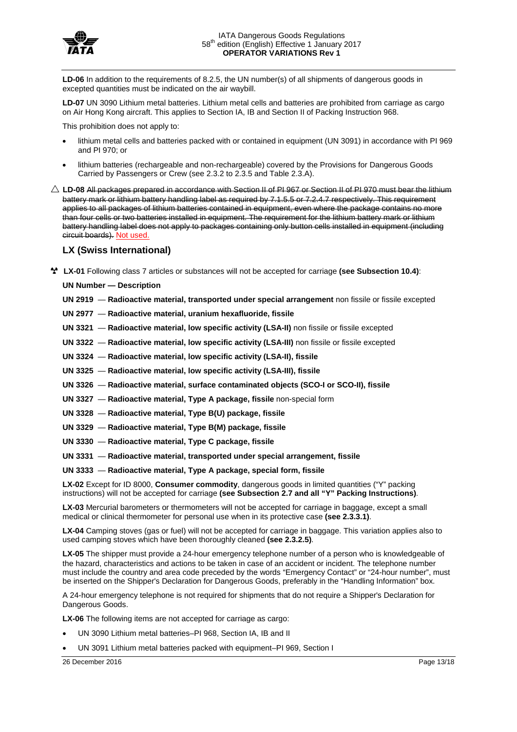**LD-06** In addition to the requirements of 8.2.5, the UN number(s) of all shipments of dangerous goods in excepted quantities must be indicated on the air waybill.

**LD-07** UN 3090 Lithium metal batteries. Lithium metal cells and batteries are prohibited from carriage as cargo on Air Hong Kong aircraft. This applies to Section IA, IB and Section II of Packing Instruction 968.

This prohibition does not apply to:

- lithium metal cells and batteries packed with or contained in equipment (UN 3091) in accordance with PI 969 and PI 970; or
- lithium batteries (rechargeable and non-rechargeable) covered by the Provisions for Dangerous Goods Carried by Passengers or Crew (see 2.3.2 to 2.3.5 and Table 2.3.A).

△ **LD-08** ~~All packages prepared in accordance with Section II of PI 967 or Section II of PI 970 must bear the lithium battery mark or lithium battery handling label as required by 7.1.5.5 or 7.2.4.7 respectively. This requirement applies to all packages of lithium batteries contained in equipment, even where the package contains no more than four cells or two batteries installed in equipment. The requirement for the lithium battery mark or lithium battery handling label does not apply to packages containing only button cells installed in equipment (including circuit boards).~~ Not used.

## LX (Swiss International)

**LX-01** Following class 7 articles or substances will not be accepted for carriage **(see Subsection 10.4)**:

**UN Number — Description**

**UN 2919** — **Radioactive material, transported under special arrangement** non fissile or fissile excepted

**UN 2977** — **Radioactive material, uranium hexafluoride, fissile**

**UN 3321** — **Radioactive material, low specific activity (LSA-II)** non fissile or fissile excepted

**UN 3322** — **Radioactive material, low specific activity (LSA-III)** non fissile or fissile excepted

**UN 3324** — **Radioactive material, low specific activity (LSA-II), fissile**

**UN 3325** — **Radioactive material, low specific activity (LSA-III), fissile**

**UN 3326** — **Radioactive material, surface contaminated objects (SCO-I or SCO-II), fissile**

**UN 3327** — **Radioactive material, Type A package, fissile** non-special form

**UN 3328** — **Radioactive material, Type B(U) package, fissile**

**UN 3329** — **Radioactive material, Type B(M) package, fissile**

**UN 3330** — **Radioactive material, Type C package, fissile**

**UN 3331** — **Radioactive material, transported under special arrangement, fissile**

**UN 3333** — **Radioactive material, Type A package, special form, fissile**

**LX-02** Except for ID 8000, **Consumer commodity**, dangerous goods in limited quantities ("Y" packing instructions) will not be accepted for carriage **(see Subsection 2.7 and all "Y" Packing Instructions)**.

**LX-03** Mercurial barometers or thermometers will not be accepted for carriage in baggage, except a small medical or clinical thermometer for personal use when in its protective case **(see 2.3.3.1)**.

**LX-04** Camping stoves (gas or fuel) will not be accepted for carriage in baggage. This variation applies also to used camping stoves which have been thoroughly cleaned **(see 2.3.2.5)**.

**LX-05** The shipper must provide a 24-hour emergency telephone number of a person who is knowledgeable of the hazard, characteristics and actions to be taken in case of an accident or incident. The telephone number must include the country and area code preceded by the words "Emergency Contact" or "24-hour number", must be inserted on the Shipper's Declaration for Dangerous Goods, preferably in the "Handling Information" box.

A 24-hour emergency telephone is not required for shipments that do not require a Shipper's Declaration for Dangerous Goods.

**LX-06** The following items are not accepted for carriage as cargo:

- UN 3090 Lithium metal batteries–PI 968, Section IA, IB and II
- UN 3091 Lithium metal batteries packed with equipment–PI 969, Section I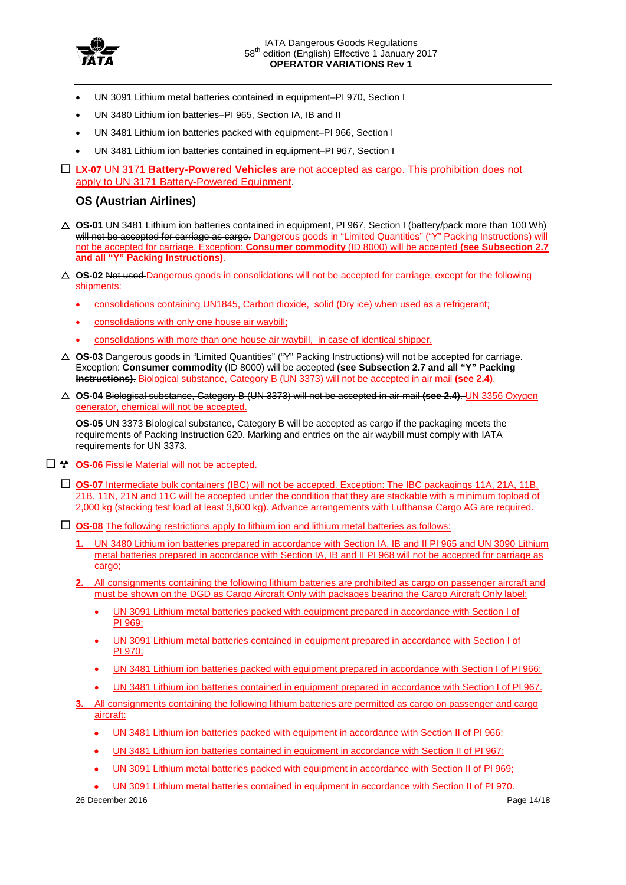- UN 3091 Lithium metal batteries contained in equipment–PI 970, Section I
- UN 3480 Lithium ion batteries–PI 965, Section IA, IB and II
- UN 3481 Lithium ion batteries packed with equipment–PI 966, Section I
- UN 3481 Lithium ion batteries contained in equipment–PI 967, Section I

☐ **LX-07** UN 3171 **Battery-Powered Vehicles** are not accepted as cargo. This prohibition does not apply to UN 3171 Battery-Powered Equipment.

## OS (Austrian Airlines)

△ **OS-01** ~~UN 3481 Lithium ion batteries contained in equipment, PI 967, Section I (battery/pack more than 100 Wh) will not be accepted for carriage as cargo.~~ Dangerous goods in "Limited Quantities" ("Y" Packing Instructions) will not be accepted for carriage. Exception: **Consumer commodity** (ID 8000) will be accepted **(see Subsection 2.7 and all "Y" Packing Instructions)**.

△ **OS-02** ~~Not used~~ Dangerous goods in consolidations will not be accepted for carriage, except for the following shipments:

- consolidations containing UN1845, Carbon dioxide, solid (Dry ice) when used as a refrigerant;
- consolidations with only one house air waybill;
- consolidations with more than one house air waybill, in case of identical shipper.

△ **OS-03** ~~Dangerous goods in "Limited Quantities" ("Y" Packing Instructions) will not be accepted for carriage. Exception: **Consumer commodity** (ID 8000) will be accepted **(see Subsection 2.7 and all "Y" Packing Instructions)**.~~ Biological substance, Category B (UN 3373) will not be accepted in air mail **(see 2.4)**.

△ **OS-04** ~~Biological substance, Category B (UN 3373) will not be accepted in air mail **(see 2.4)**.~~ UN 3356 Oxygen generator, chemical will not be accepted.

**OS-05** UN 3373 Biological substance, Category B will be accepted as cargo if the packaging meets the requirements of Packing Instruction 620. Marking and entries on the air waybill must comply with IATA requirements for UN 3373.

☐ ☢ **OS-06** Fissile Material will not be accepted.

☐ **OS-07** Intermediate bulk containers (IBC) will not be accepted. Exception: The IBC packagings 11A, 21A, 11B, 21B, 11N, 21N and 11C will be accepted under the condition that they are stackable with a minimum topload of 2,000 kg (stacking test load at least 3,600 kg). Advance arrangements with Lufthansa Cargo AG are required.

☐ **OS-08** The following restrictions apply to lithium ion and lithium metal batteries as follows:

1. UN 3480 Lithium ion batteries prepared in accordance with Section IA, IB and II PI 965 and UN 3090 Lithium metal batteries prepared in accordance with Section IA, IB and II PI 968 will not be accepted for carriage as cargo;
2. All consignments containing the following lithium batteries are prohibited as cargo on passenger aircraft and must be shown on the DGD as Cargo Aircraft Only with packages bearing the Cargo Aircraft Only label:
   - UN 3091 Lithium metal batteries packed with equipment prepared in accordance with Section I of PI 969;
   - UN 3091 Lithium metal batteries contained in equipment prepared in accordance with Section I of PI 970;
   - UN 3481 Lithium ion batteries packed with equipment prepared in accordance with Section I of PI 966;
   - UN 3481 Lithium ion batteries contained in equipment prepared in accordance with Section I of PI 967.
3. All consignments containing the following lithium batteries are permitted as cargo on passenger and cargo aircraft:
   - UN 3481 Lithium ion batteries packed with equipment in accordance with Section II of PI 966;
   - UN 3481 Lithium ion batteries contained in equipment in accordance with Section II of PI 967;
   - UN 3091 Lithium metal batteries packed with equipment in accordance with Section II of PI 969;
   - UN 3091 Lithium metal batteries contained in equipment in accordance with Section II of PI 970.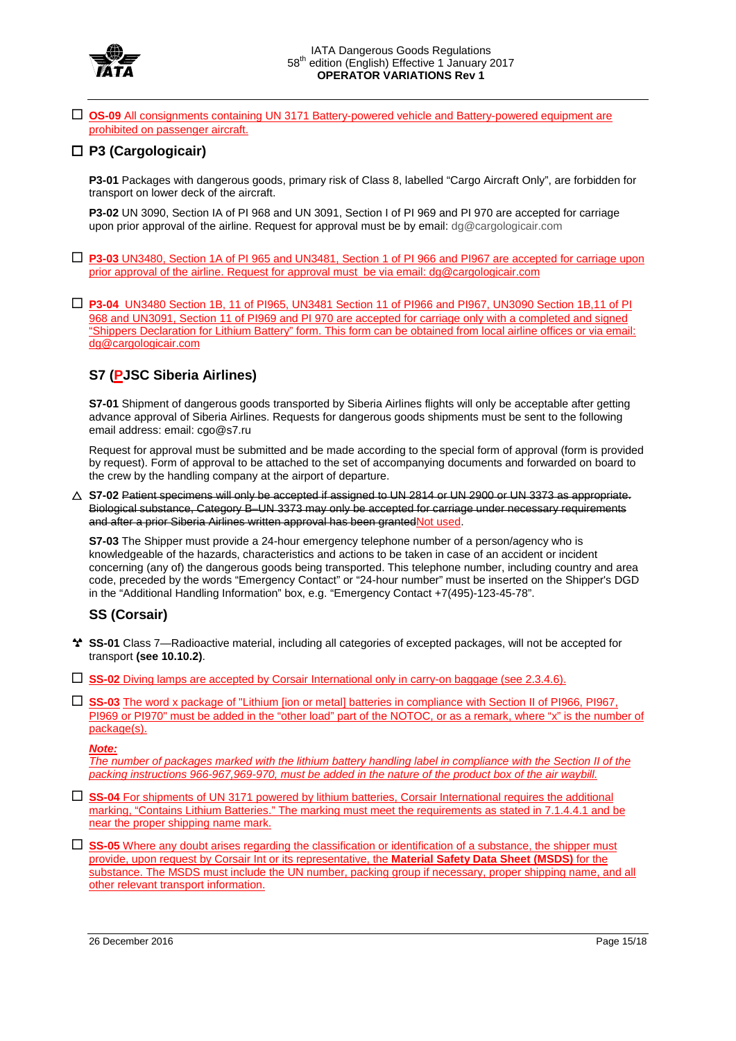☐ **OS-09** All consignments containing UN 3171 Battery-powered vehicle and Battery-powered equipment are prohibited on passenger aircraft.

## ☐ P3 (Cargologicair)

**P3-01** Packages with dangerous goods, primary risk of Class 8, labelled "Cargo Aircraft Only", are forbidden for transport on lower deck of the aircraft.

**P3-02** UN 3090, Section IA of PI 968 and UN 3091, Section I of PI 969 and PI 970 are accepted for carriage upon prior approval of the airline. Request for approval must be by email: dg@cargologicair.com

☐ **P3-03** UN3480, Section 1A of PI 965 and UN3481, Section 1 of PI 966 and PI967 are accepted for carriage upon prior approval of the airline. Request for approval must be via email: dg@cargologicair.com

☐ **P3-04** UN3480 Section 1B, 11 of PI965, UN3481 Section 11 of PI966 and PI967, UN3090 Section 1B,11 of PI 968 and UN3091, Section 11 of PI969 and PI 970 are accepted for carriage only with a completed and signed "Shippers Declaration for Lithium Battery" form. This form can be obtained from local airline offices or via email: dg@cargologicair.com

## S7 (PJSC Siberia Airlines)

**S7-01** Shipment of dangerous goods transported by Siberia Airlines flights will only be acceptable after getting advance approval of Siberia Airlines. Requests for dangerous goods shipments must be sent to the following email address: email: cgo@s7.ru

Request for approval must be submitted and be made according to the special form of approval (form is provided by request). Form of approval to be attached to the set of accompanying documents and forwarded on board to the crew by the handling company at the airport of departure.

△ **S7-02** ~~Patient specimens will only be accepted if assigned to UN 2814 or UN 2900 or UN 3373 as appropriate. Biological substance, Category B–UN 3373 may only be accepted for carriage under necessary requirements and after a prior Siberia Airlines written approval has been granted~~Not used.

**S7-03** The Shipper must provide a 24-hour emergency telephone number of a person/agency who is knowledgeable of the hazards, characteristics and actions to be taken in case of an accident or incident concerning (any of) the dangerous goods being transported. This telephone number, including country and area code, preceded by the words "Emergency Contact" or "24-hour number" must be inserted on the Shipper's DGD in the "Additional Handling Information" box, e.g. "Emergency Contact +7(495)-123-45-78".

## SS (Corsair)

**SS-01** Class 7—Radioactive material, including all categories of excepted packages, will not be accepted for transport **(see 10.10.2)**.

☐ **SS-02** Diving lamps are accepted by Corsair International only in carry-on baggage (see 2.3.4.6).

☐ **SS-03** The word x package of "Lithium [ion or metal] batteries in compliance with Section II of PI966, PI967, PI969 or PI970" must be added in the "other load" part of the NOTOC, or as a remark, where "x" is the number of package(s).

***Note:***
*The number of packages marked with the lithium battery handling label in compliance with the Section II of the packing instructions 966-967,969-970, must be added in the nature of the product box of the air waybill.*

☐ **SS-04** For shipments of UN 3171 powered by lithium batteries, Corsair International requires the additional marking, "Contains Lithium Batteries." The marking must meet the requirements as stated in 7.1.4.4.1 and be near the proper shipping name mark.

☐ **SS-05** Where any doubt arises regarding the classification or identification of a substance, the shipper must provide, upon request by Corsair Int or its representative, the **Material Safety Data Sheet (MSDS)** for the substance. The MSDS must include the UN number, packing group if necessary, proper shipping name, and all other relevant transport information.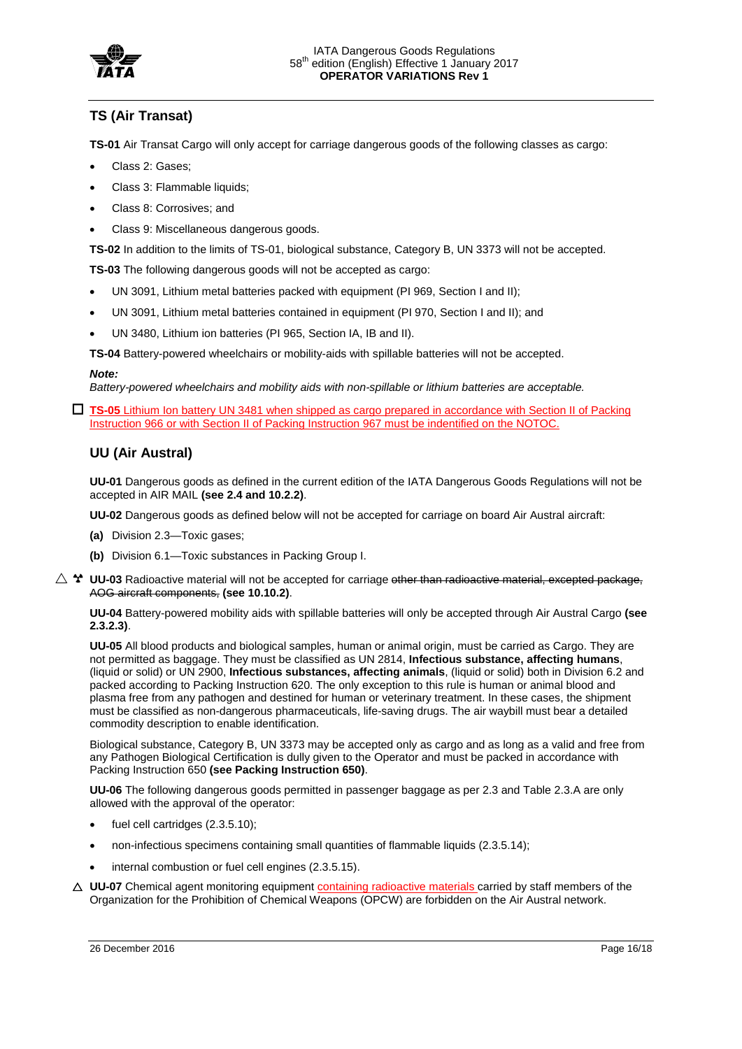## TS (Air Transat)

**TS-01** Air Transat Cargo will only accept for carriage dangerous goods of the following classes as cargo:

- Class 2: Gases;
- Class 3: Flammable liquids;
- Class 8: Corrosives; and
- Class 9: Miscellaneous dangerous goods.

**TS-02** In addition to the limits of TS-01, biological substance, Category B, UN 3373 will not be accepted.

**TS-03** The following dangerous goods will not be accepted as cargo:

- UN 3091, Lithium metal batteries packed with equipment (PI 969, Section I and II);
- UN 3091, Lithium metal batteries contained in equipment (PI 970, Section I and II); and
- UN 3480, Lithium ion batteries (PI 965, Section IA, IB and II).

**TS-04** Battery-powered wheelchairs or mobility-aids with spillable batteries will not be accepted.

***Note:***
*Battery-powered wheelchairs and mobility aids with non-spillable or lithium batteries are acceptable.*

☐ **TS-05** Lithium Ion battery UN 3481 when shipped as cargo prepared in accordance with Section II of Packing Instruction 966 or with Section II of Packing Instruction 967 must be indentified on the NOTOC.

## UU (Air Austral)

**UU-01** Dangerous goods as defined in the current edition of the IATA Dangerous Goods Regulations will not be accepted in AIR MAIL **(see 2.4 and 10.2.2)**.

**UU-02** Dangerous goods as defined below will not be accepted for carriage on board Air Austral aircraft:

**(a)** Division 2.3—Toxic gases;

**(b)** Division 6.1—Toxic substances in Packing Group I.

△ **UU-03** Radioactive material will not be accepted for carriage ~~other than radioactive material, excepted package, AOG aircraft components,~~ **(see 10.10.2)**.

**UU-04** Battery-powered mobility aids with spillable batteries will only be accepted through Air Austral Cargo **(see 2.3.2.3)**.

**UU-05** All blood products and biological samples, human or animal origin, must be carried as Cargo. They are not permitted as baggage. They must be classified as UN 2814, **Infectious substance, affecting humans**, (liquid or solid) or UN 2900, **Infectious substances, affecting animals**, (liquid or solid) both in Division 6.2 and packed according to Packing Instruction 620. The only exception to this rule is human or animal blood and plasma free from any pathogen and destined for human or veterinary treatment. In these cases, the shipment must be classified as non-dangerous pharmaceuticals, life-saving drugs. The air waybill must bear a detailed commodity description to enable identification.

Biological substance, Category B, UN 3373 may be accepted only as cargo and as long as a valid and free from any Pathogen Biological Certification is dully given to the Operator and must be packed in accordance with Packing Instruction 650 **(see Packing Instruction 650)**.

**UU-06** The following dangerous goods permitted in passenger baggage as per 2.3 and Table 2.3.A are only allowed with the approval of the operator:

- fuel cell cartridges (2.3.5.10);
- non-infectious specimens containing small quantities of flammable liquids (2.3.5.14);
- internal combustion or fuel cell engines (2.3.5.15).

△ **UU-07** Chemical agent monitoring equipment containing radioactive materials carried by staff members of the Organization for the Prohibition of Chemical Weapons (OPCW) are forbidden on the Air Austral network.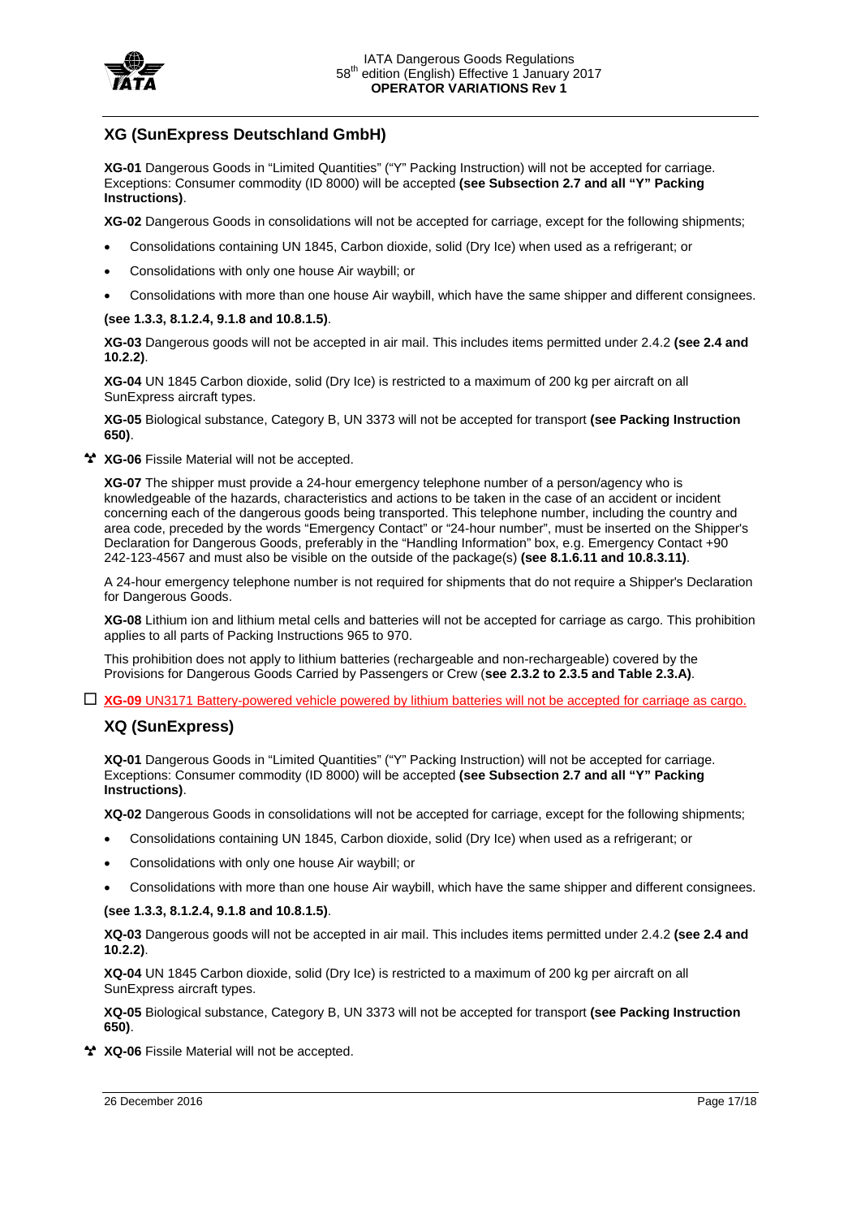## XG (SunExpress Deutschland GmbH)

**XG-01** Dangerous Goods in "Limited Quantities" ("Y" Packing Instruction) will not be accepted for carriage. Exceptions: Consumer commodity (ID 8000) will be accepted **(see Subsection 2.7 and all "Y" Packing Instructions)**.

**XG-02** Dangerous Goods in consolidations will not be accepted for carriage, except for the following shipments;

- Consolidations containing UN 1845, Carbon dioxide, solid (Dry Ice) when used as a refrigerant; or
- Consolidations with only one house Air waybill; or
- Consolidations with more than one house Air waybill, which have the same shipper and different consignees.

**(see 1.3.3, 8.1.2.4, 9.1.8 and 10.8.1.5)**.

**XG-03** Dangerous goods will not be accepted in air mail. This includes items permitted under 2.4.2 **(see 2.4 and 10.2.2)**.

**XG-04** UN 1845 Carbon dioxide, solid (Dry Ice) is restricted to a maximum of 200 kg per aircraft on all SunExpress aircraft types.

**XG-05** Biological substance, Category B, UN 3373 will not be accepted for transport **(see Packing Instruction 650)**.

**XG-06** Fissile Material will not be accepted.

**XG-07** The shipper must provide a 24-hour emergency telephone number of a person/agency who is knowledgeable of the hazards, characteristics and actions to be taken in the case of an accident or incident concerning each of the dangerous goods being transported. This telephone number, including the country and area code, preceded by the words "Emergency Contact" or "24-hour number", must be inserted on the Shipper's Declaration for Dangerous Goods, preferably in the "Handling Information" box, e.g. Emergency Contact +90 242-123-4567 and must also be visible on the outside of the package(s) **(see 8.1.6.11 and 10.8.3.11)**.

A 24-hour emergency telephone number is not required for shipments that do not require a Shipper's Declaration for Dangerous Goods.

**XG-08** Lithium ion and lithium metal cells and batteries will not be accepted for carriage as cargo. This prohibition applies to all parts of Packing Instructions 965 to 970.

This prohibition does not apply to lithium batteries (rechargeable and non-rechargeable) covered by the Provisions for Dangerous Goods Carried by Passengers or Crew (**see 2.3.2 to 2.3.5 and Table 2.3.A)**.

☐ **XG-09** UN3171 Battery-powered vehicle powered by lithium batteries will not be accepted for carriage as cargo.

## XQ (SunExpress)

**XQ-01** Dangerous Goods in "Limited Quantities" ("Y" Packing Instruction) will not be accepted for carriage. Exceptions: Consumer commodity (ID 8000) will be accepted **(see Subsection 2.7 and all "Y" Packing Instructions)**.

**XQ-02** Dangerous Goods in consolidations will not be accepted for carriage, except for the following shipments;

- Consolidations containing UN 1845, Carbon dioxide, solid (Dry Ice) when used as a refrigerant; or
- Consolidations with only one house Air waybill; or
- Consolidations with more than one house Air waybill, which have the same shipper and different consignees.

**(see 1.3.3, 8.1.2.4, 9.1.8 and 10.8.1.5)**.

**XQ-03** Dangerous goods will not be accepted in air mail. This includes items permitted under 2.4.2 **(see 2.4 and 10.2.2)**.

**XQ-04** UN 1845 Carbon dioxide, solid (Dry Ice) is restricted to a maximum of 200 kg per aircraft on all SunExpress aircraft types.

**XQ-05** Biological substance, Category B, UN 3373 will not be accepted for transport **(see Packing Instruction 650)**.

**XQ-06** Fissile Material will not be accepted.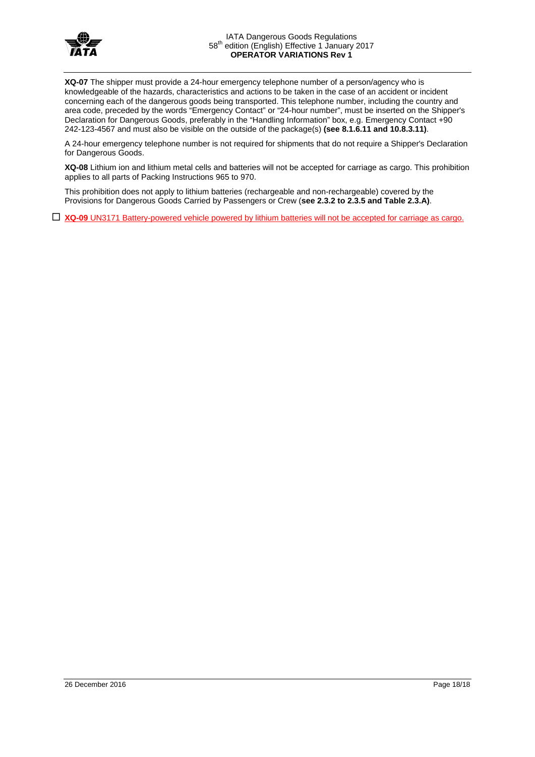**XQ-07** The shipper must provide a 24-hour emergency telephone number of a person/agency who is knowledgeable of the hazards, characteristics and actions to be taken in the case of an accident or incident concerning each of the dangerous goods being transported. This telephone number, including the country and area code, preceded by the words "Emergency Contact" or "24-hour number", must be inserted on the Shipper's Declaration for Dangerous Goods, preferably in the "Handling Information" box, e.g. Emergency Contact +90 242-123-4567 and must also be visible on the outside of the package(s) **(see 8.1.6.11 and 10.8.3.11)**.

A 24-hour emergency telephone number is not required for shipments that do not require a Shipper's Declaration for Dangerous Goods.

**XQ-08** Lithium ion and lithium metal cells and batteries will not be accepted for carriage as cargo. This prohibition applies to all parts of Packing Instructions 965 to 970.

This prohibition does not apply to lithium batteries (rechargeable and non-rechargeable) covered by the Provisions for Dangerous Goods Carried by Passengers or Crew (**see 2.3.2 to 2.3.5 and Table 2.3.A)**.

☐ **XQ-09** UN3171 Battery-powered vehicle powered by lithium batteries will not be accepted for carriage as cargo.